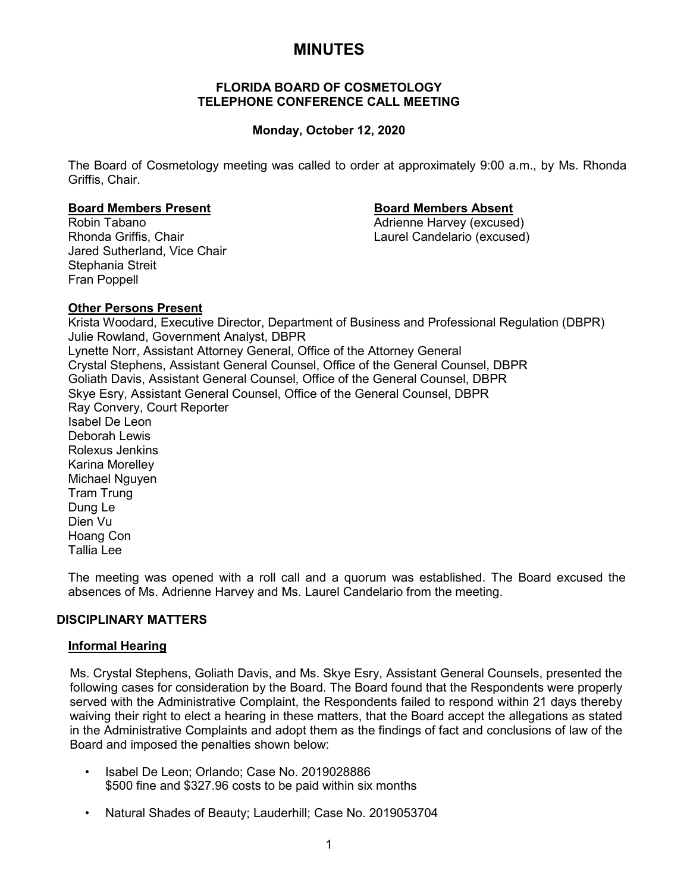# MINUTES

## FLORIDA BOARD OF COSMETOLOGY
## TELEPHONE CONFERENCE CALL MEETING

**Monday, October 12, 2020**

The Board of Cosmetology meeting was called to order at approximately 9:00 a.m., by Ms. Rhonda Griffis, Chair.

**Board Members Present**

Robin Tabano
Rhonda Griffis, Chair
Jared Sutherland, Vice Chair
Stephania Streit
Fran Poppell

**Board Members Absent**

Adrienne Harvey (excused)
Laurel Candelario (excused)

**Other Persons Present**

Krista Woodard, Executive Director, Department of Business and Professional Regulation (DBPR)
Julie Rowland, Government Analyst, DBPR
Lynette Norr, Assistant Attorney General, Office of the Attorney General
Crystal Stephens, Assistant General Counsel, Office of the General Counsel, DBPR
Goliath Davis, Assistant General Counsel, Office of the General Counsel, DBPR
Skye Esry, Assistant General Counsel, Office of the General Counsel, DBPR
Ray Convery, Court Reporter
Isabel De Leon
Deborah Lewis
Rolexus Jenkins
Karina Morelley
Michael Nguyen
Tram Trung
Dung Le
Dien Vu
Hoang Con
Tallia Lee

The meeting was opened with a roll call and a quorum was established. The Board excused the absences of Ms. Adrienne Harvey and Ms. Laurel Candelario from the meeting.

## DISCIPLINARY MATTERS

### Informal Hearing

Ms. Crystal Stephens, Goliath Davis, and Ms. Skye Esry, Assistant General Counsels, presented the following cases for consideration by the Board. The Board found that the Respondents were properly served with the Administrative Complaint, the Respondents failed to respond within 21 days thereby waiving their right to elect a hearing in these matters, that the Board accept the allegations as stated in the Administrative Complaints and adopt them as the findings of fact and conclusions of law of the Board and imposed the penalties shown below:

- Isabel De Leon; Orlando; Case No. 2019028886
  $500 fine and $327.96 costs to be paid within six months

- Natural Shades of Beauty; Lauderhill; Case No. 2019053704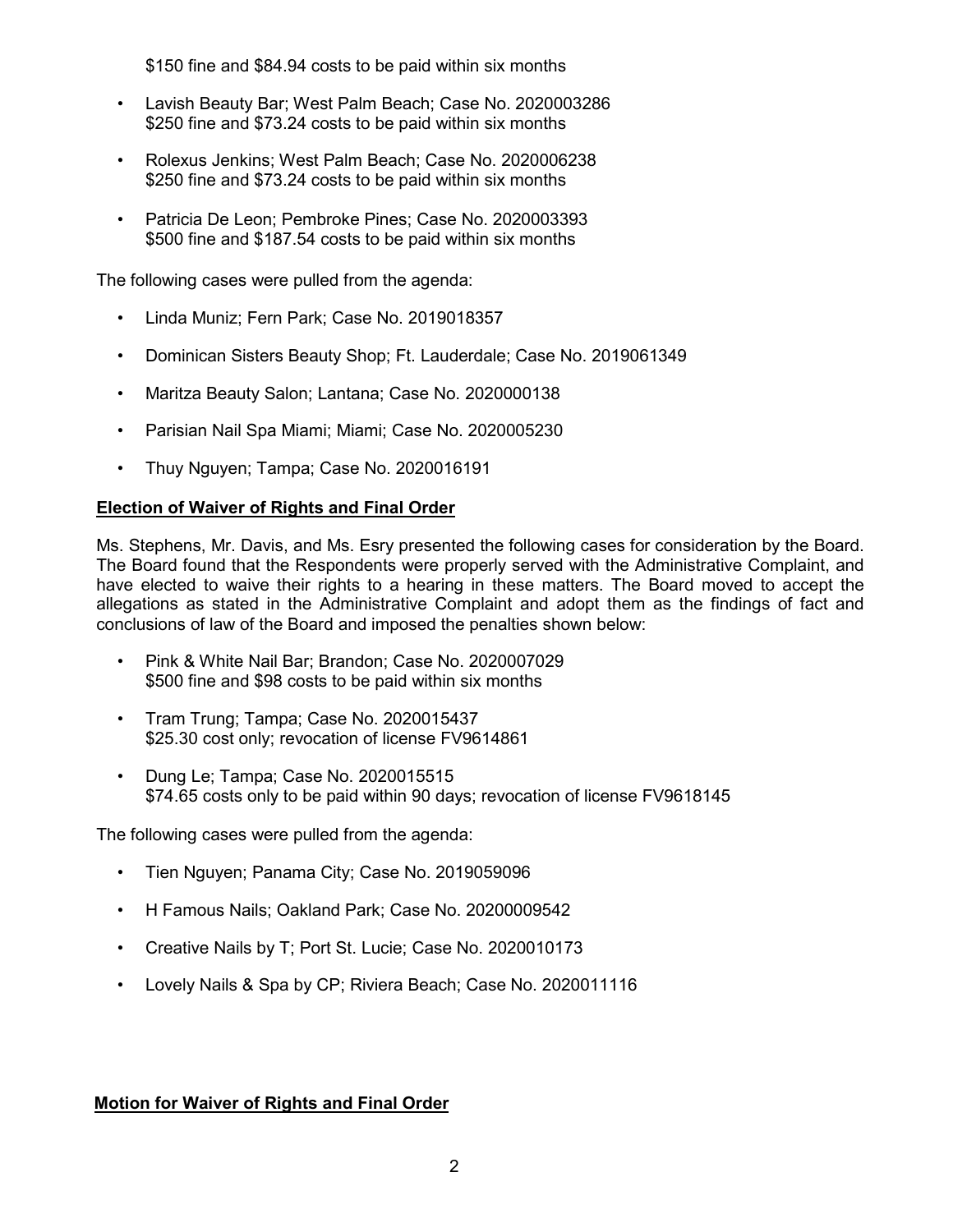$150 fine and $84.94 costs to be paid within six months

- Lavish Beauty Bar; West Palm Beach; Case No. 2020003286
  $250 fine and $73.24 costs to be paid within six months

- Rolexus Jenkins; West Palm Beach; Case No. 2020006238
  $250 fine and $73.24 costs to be paid within six months

- Patricia De Leon; Pembroke Pines; Case No. 2020003393
  $500 fine and $187.54 costs to be paid within six months

The following cases were pulled from the agenda:

- Linda Muniz; Fern Park; Case No. 2019018357
- Dominican Sisters Beauty Shop; Ft. Lauderdale; Case No. 2019061349
- Maritza Beauty Salon; Lantana; Case No. 2020000138
- Parisian Nail Spa Miami; Miami; Case No. 2020005230
- Thuy Nguyen; Tampa; Case No. 2020016191

**Election of Waiver of Rights and Final Order**

Ms. Stephens, Mr. Davis, and Ms. Esry presented the following cases for consideration by the Board. The Board found that the Respondents were properly served with the Administrative Complaint, and have elected to waive their rights to a hearing in these matters. The Board moved to accept the allegations as stated in the Administrative Complaint and adopt them as the findings of fact and conclusions of law of the Board and imposed the penalties shown below:

- Pink & White Nail Bar; Brandon; Case No. 2020007029
  $500 fine and $98 costs to be paid within six months

- Tram Trung; Tampa; Case No. 2020015437
  $25.30 cost only; revocation of license FV9614861

- Dung Le; Tampa; Case No. 2020015515
  $74.65 costs only to be paid within 90 days; revocation of license FV9618145

The following cases were pulled from the agenda:

- Tien Nguyen; Panama City; Case No. 2019059096
- H Famous Nails; Oakland Park; Case No. 20200009542
- Creative Nails by T; Port St. Lucie; Case No. 2020010173
- Lovely Nails & Spa by CP; Riviera Beach; Case No. 2020011116

**Motion for Waiver of Rights and Final Order**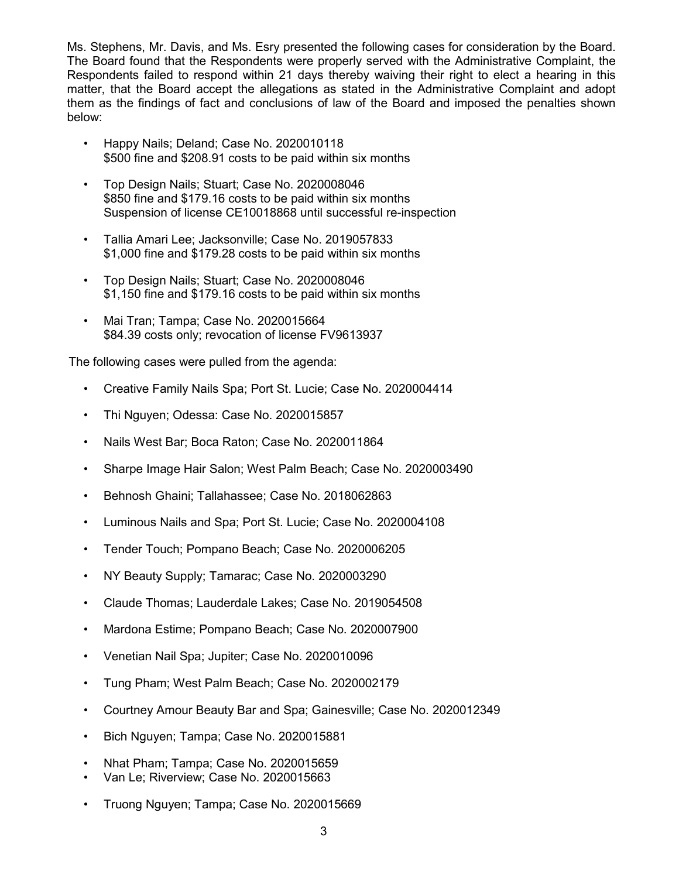Ms. Stephens, Mr. Davis, and Ms. Esry presented the following cases for consideration by the Board. The Board found that the Respondents were properly served with the Administrative Complaint, the Respondents failed to respond within 21 days thereby waiving their right to elect a hearing in this matter, that the Board accept the allegations as stated in the Administrative Complaint and adopt them as the findings of fact and conclusions of law of the Board and imposed the penalties shown below:

- Happy Nails; Deland; Case No. 2020010118
  $500 fine and $208.91 costs to be paid within six months

- Top Design Nails; Stuart; Case No. 2020008046
  $850 fine and $179.16 costs to be paid within six months
  Suspension of license CE10018868 until successful re-inspection

- Tallia Amari Lee; Jacksonville; Case No. 2019057833
  $1,000 fine and $179.28 costs to be paid within six months

- Top Design Nails; Stuart; Case No. 2020008046
  $1,150 fine and $179.16 costs to be paid within six months

- Mai Tran; Tampa; Case No. 2020015664
  $84.39 costs only; revocation of license FV9613937

The following cases were pulled from the agenda:

- Creative Family Nails Spa; Port St. Lucie; Case No. 2020004414
- Thi Nguyen; Odessa: Case No. 2020015857
- Nails West Bar; Boca Raton; Case No. 2020011864
- Sharpe Image Hair Salon; West Palm Beach; Case No. 2020003490
- Behnosh Ghaini; Tallahassee; Case No. 2018062863
- Luminous Nails and Spa; Port St. Lucie; Case No. 2020004108
- Tender Touch; Pompano Beach; Case No. 2020006205
- NY Beauty Supply; Tamarac; Case No. 2020003290
- Claude Thomas; Lauderdale Lakes; Case No. 2019054508
- Mardona Estime; Pompano Beach; Case No. 2020007900
- Venetian Nail Spa; Jupiter; Case No. 2020010096
- Tung Pham; West Palm Beach; Case No. 2020002179
- Courtney Amour Beauty Bar and Spa; Gainesville; Case No. 2020012349
- Bich Nguyen; Tampa; Case No. 2020015881
- Nhat Pham; Tampa; Case No. 2020015659
- Van Le; Riverview; Case No. 2020015663
- Truong Nguyen; Tampa; Case No. 2020015669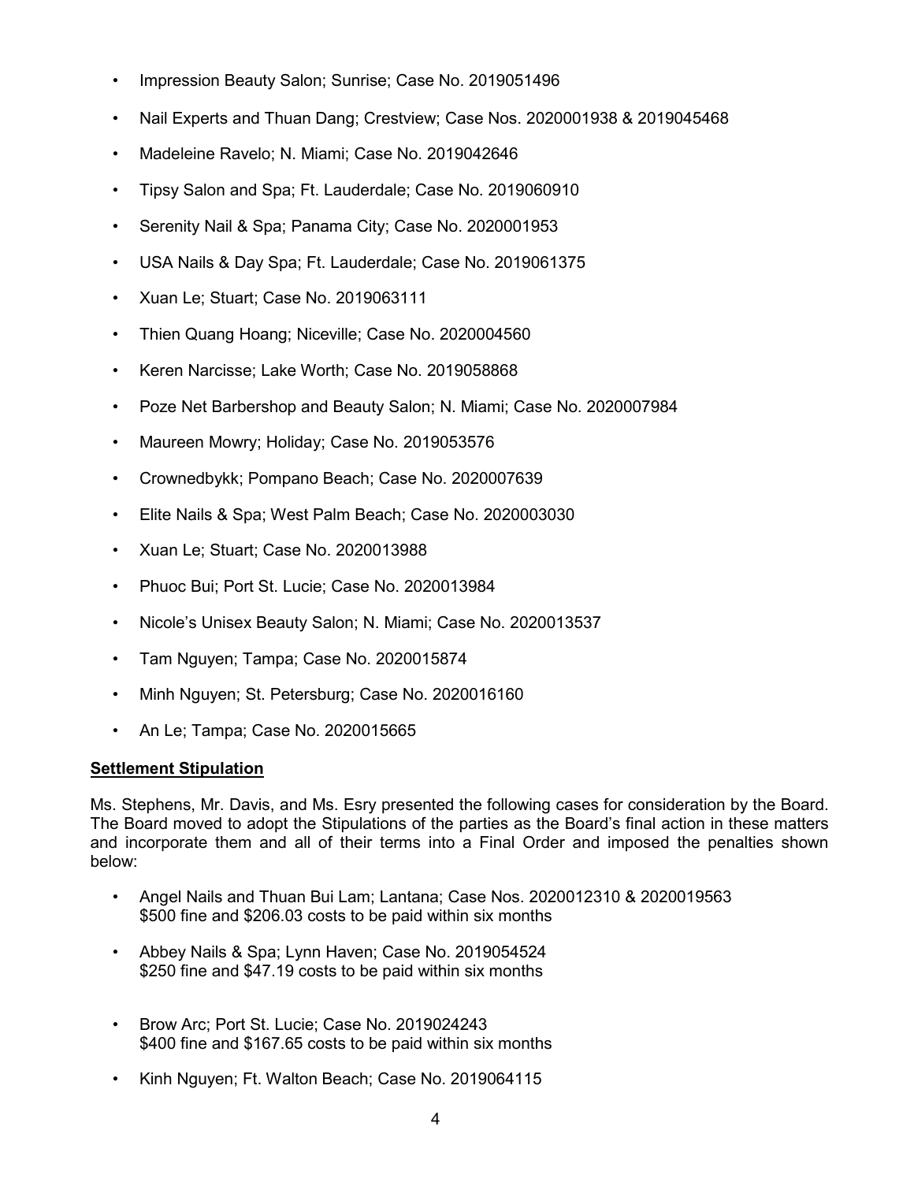- Impression Beauty Salon; Sunrise; Case No. 2019051496
- Nail Experts and Thuan Dang; Crestview; Case Nos. 2020001938 & 2019045468
- Madeleine Ravelo; N. Miami; Case No. 2019042646
- Tipsy Salon and Spa; Ft. Lauderdale; Case No. 2019060910
- Serenity Nail & Spa; Panama City; Case No. 2020001953
- USA Nails & Day Spa; Ft. Lauderdale; Case No. 2019061375
- Xuan Le; Stuart; Case No. 2019063111
- Thien Quang Hoang; Niceville; Case No. 2020004560
- Keren Narcisse; Lake Worth; Case No. 2019058868
- Poze Net Barbershop and Beauty Salon; N. Miami; Case No. 2020007984
- Maureen Mowry; Holiday; Case No. 2019053576
- Crownedbykk; Pompano Beach; Case No. 2020007639
- Elite Nails & Spa; West Palm Beach; Case No. 2020003030
- Xuan Le; Stuart; Case No. 2020013988
- Phuoc Bui; Port St. Lucie; Case No. 2020013984
- Nicole's Unisex Beauty Salon; N. Miami; Case No. 2020013537
- Tam Nguyen; Tampa; Case No. 2020015874
- Minh Nguyen; St. Petersburg; Case No. 2020016160
- An Le; Tampa; Case No. 2020015665

**Settlement Stipulation**

Ms. Stephens, Mr. Davis, and Ms. Esry presented the following cases for consideration by the Board. The Board moved to adopt the Stipulations of the parties as the Board's final action in these matters and incorporate them and all of their terms into a Final Order and imposed the penalties shown below:

- Angel Nails and Thuan Bui Lam; Lantana; Case Nos. 2020012310 & 2020019563
  $500 fine and $206.03 costs to be paid within six months
- Abbey Nails & Spa; Lynn Haven; Case No. 2019054524
  $250 fine and $47.19 costs to be paid within six months
- Brow Arc; Port St. Lucie; Case No. 2019024243
  $400 fine and $167.65 costs to be paid within six months
- Kinh Nguyen; Ft. Walton Beach; Case No. 2019064115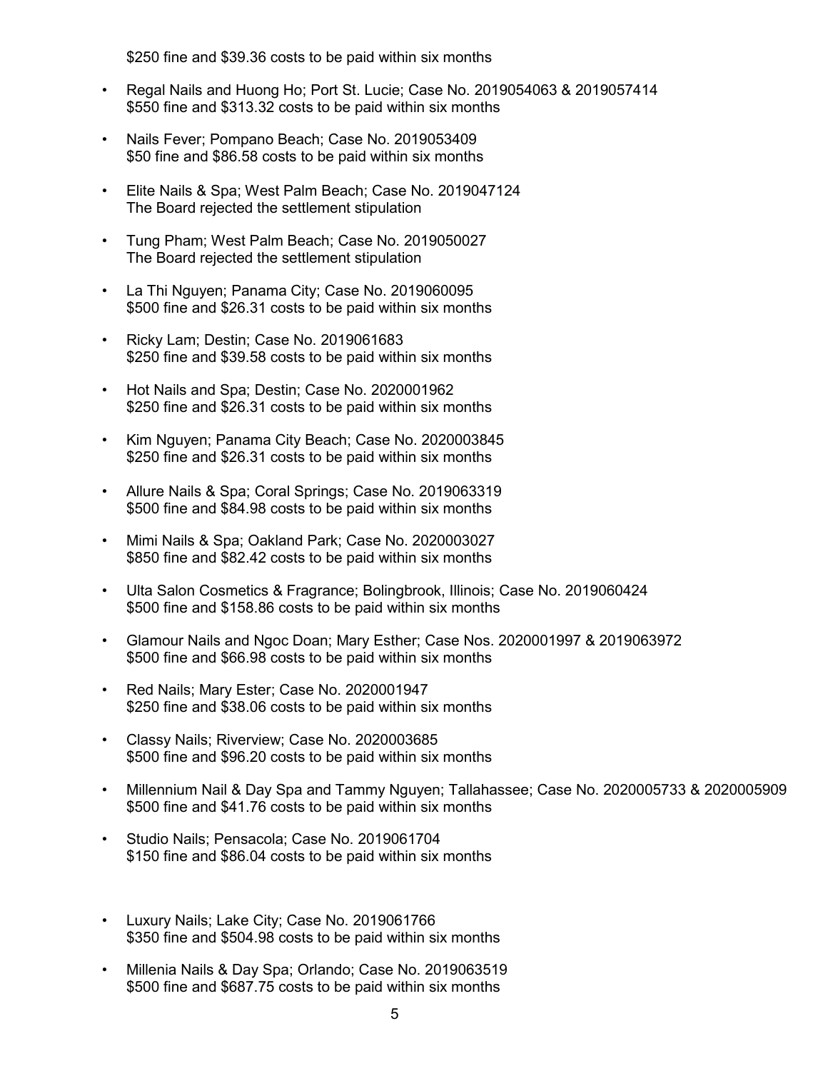$250 fine and $39.36 costs to be paid within six months

- Regal Nails and Huong Ho; Port St. Lucie; Case No. 2019054063 & 2019057414
  $550 fine and $313.32 costs to be paid within six months

- Nails Fever; Pompano Beach; Case No. 2019053409
  $50 fine and $86.58 costs to be paid within six months

- Elite Nails & Spa; West Palm Beach; Case No. 2019047124
  The Board rejected the settlement stipulation

- Tung Pham; West Palm Beach; Case No. 2019050027
  The Board rejected the settlement stipulation

- La Thi Nguyen; Panama City; Case No. 2019060095
  $500 fine and $26.31 costs to be paid within six months

- Ricky Lam; Destin; Case No. 2019061683
  $250 fine and $39.58 costs to be paid within six months

- Hot Nails and Spa; Destin; Case No. 2020001962
  $250 fine and $26.31 costs to be paid within six months

- Kim Nguyen; Panama City Beach; Case No. 2020003845
  $250 fine and $26.31 costs to be paid within six months

- Allure Nails & Spa; Coral Springs; Case No. 2019063319
  $500 fine and $84.98 costs to be paid within six months

- Mimi Nails & Spa; Oakland Park; Case No. 2020003027
  $850 fine and $82.42 costs to be paid within six months

- Ulta Salon Cosmetics & Fragrance; Bolingbrook, Illinois; Case No. 2019060424
  $500 fine and $158.86 costs to be paid within six months

- Glamour Nails and Ngoc Doan; Mary Esther; Case Nos. 2020001997 & 2019063972
  $500 fine and $66.98 costs to be paid within six months

- Red Nails; Mary Ester; Case No. 2020001947
  $250 fine and $38.06 costs to be paid within six months

- Classy Nails; Riverview; Case No. 2020003685
  $500 fine and $96.20 costs to be paid within six months

- Millennium Nail & Day Spa and Tammy Nguyen; Tallahassee; Case No. 2020005733 & 2020005909
  $500 fine and $41.76 costs to be paid within six months

- Studio Nails; Pensacola; Case No. 2019061704
  $150 fine and $86.04 costs to be paid within six months

- Luxury Nails; Lake City; Case No. 2019061766
  $350 fine and $504.98 costs to be paid within six months

- Millenia Nails & Day Spa; Orlando; Case No. 2019063519
  $500 fine and $687.75 costs to be paid within six months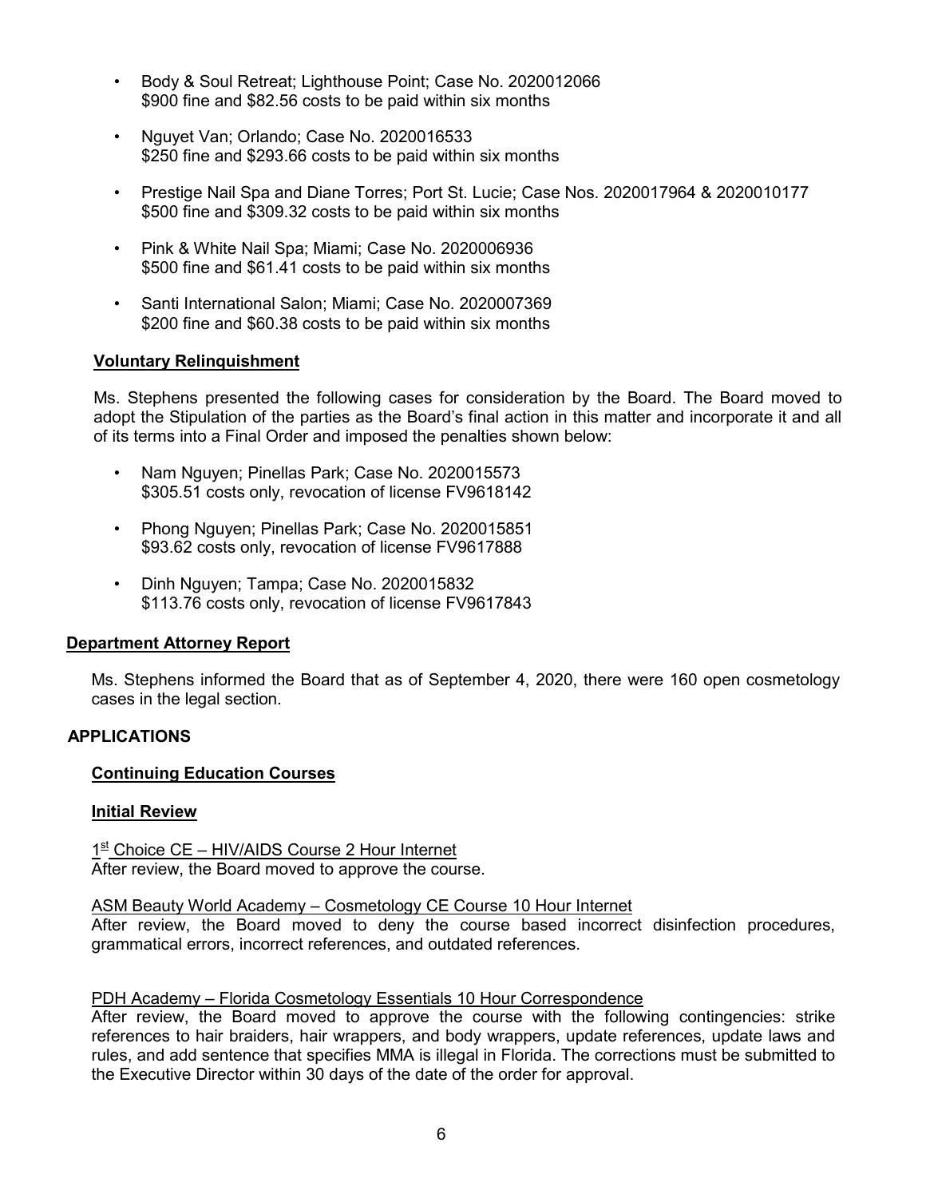- Body & Soul Retreat; Lighthouse Point; Case No. 2020012066
  $900 fine and $82.56 costs to be paid within six months

- Nguyet Van; Orlando; Case No. 2020016533
  $250 fine and $293.66 costs to be paid within six months

- Prestige Nail Spa and Diane Torres; Port St. Lucie; Case Nos. 2020017964 & 2020010177
  $500 fine and $309.32 costs to be paid within six months

- Pink & White Nail Spa; Miami; Case No. 2020006936
  $500 fine and $61.41 costs to be paid within six months

- Santi International Salon; Miami; Case No. 2020007369
  $200 fine and $60.38 costs to be paid within six months

**Voluntary Relinquishment**

Ms. Stephens presented the following cases for consideration by the Board. The Board moved to adopt the Stipulation of the parties as the Board's final action in this matter and incorporate it and all of its terms into a Final Order and imposed the penalties shown below:

- Nam Nguyen; Pinellas Park; Case No. 2020015573
  $305.51 costs only, revocation of license FV9618142

- Phong Nguyen; Pinellas Park; Case No. 2020015851
  $93.62 costs only, revocation of license FV9617888

- Dinh Nguyen; Tampa; Case No. 2020015832
  $113.76 costs only, revocation of license FV9617843

**Department Attorney Report**

Ms. Stephens informed the Board that as of September 4, 2020, there were 160 open cosmetology cases in the legal section.

## APPLICATIONS

**Continuing Education Courses**

**Initial Review**

1st Choice CE – HIV/AIDS Course 2 Hour Internet
After review, the Board moved to approve the course.

ASM Beauty World Academy – Cosmetology CE Course 10 Hour Internet
After review, the Board moved to deny the course based incorrect disinfection procedures, grammatical errors, incorrect references, and outdated references.

PDH Academy – Florida Cosmetology Essentials 10 Hour Correspondence
After review, the Board moved to approve the course with the following contingencies: strike references to hair braiders, hair wrappers, and body wrappers, update references, update laws and rules, and add sentence that specifies MMA is illegal in Florida. The corrections must be submitted to the Executive Director within 30 days of the date of the order for approval.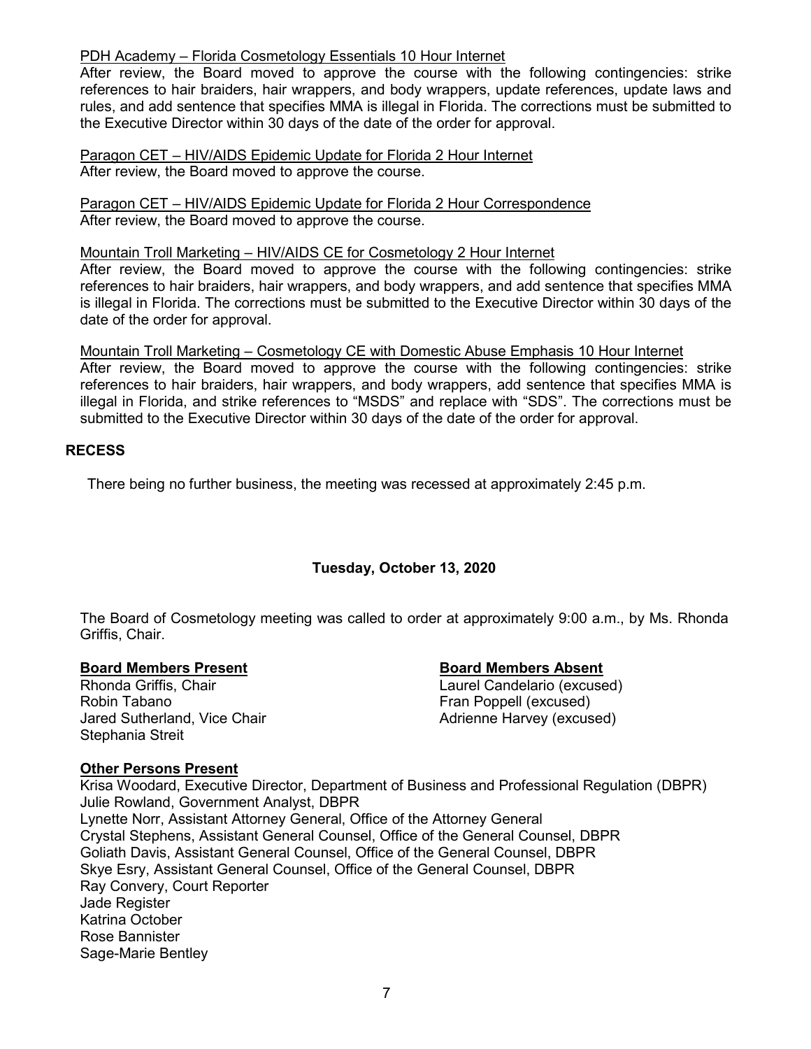PDH Academy – Florida Cosmetology Essentials 10 Hour Internet

After review, the Board moved to approve the course with the following contingencies: strike references to hair braiders, hair wrappers, and body wrappers, update references, update laws and rules, and add sentence that specifies MMA is illegal in Florida. The corrections must be submitted to the Executive Director within 30 days of the date of the order for approval.

Paragon CET – HIV/AIDS Epidemic Update for Florida 2 Hour Internet

After review, the Board moved to approve the course.

Paragon CET – HIV/AIDS Epidemic Update for Florida 2 Hour Correspondence

After review, the Board moved to approve the course.

Mountain Troll Marketing – HIV/AIDS CE for Cosmetology 2 Hour Internet

After review, the Board moved to approve the course with the following contingencies: strike references to hair braiders, hair wrappers, and body wrappers, and add sentence that specifies MMA is illegal in Florida. The corrections must be submitted to the Executive Director within 30 days of the date of the order for approval.

Mountain Troll Marketing – Cosmetology CE with Domestic Abuse Emphasis 10 Hour Internet

After review, the Board moved to approve the course with the following contingencies: strike references to hair braiders, hair wrappers, and body wrappers, add sentence that specifies MMA is illegal in Florida, and strike references to "MSDS" and replace with "SDS". The corrections must be submitted to the Executive Director within 30 days of the date of the order for approval.

## RECESS

There being no further business, the meeting was recessed at approximately 2:45 p.m.

### Tuesday, October 13, 2020

The Board of Cosmetology meeting was called to order at approximately 9:00 a.m., by Ms. Rhonda Griffis, Chair.

**Board Members Present**

Rhonda Griffis, Chair
Robin Tabano
Jared Sutherland, Vice Chair
Stephania Streit

**Board Members Absent**

Laurel Candelario (excused)
Fran Poppell (excused)
Adrienne Harvey (excused)

**Other Persons Present**

Krisa Woodard, Executive Director, Department of Business and Professional Regulation (DBPR)
Julie Rowland, Government Analyst, DBPR
Lynette Norr, Assistant Attorney General, Office of the Attorney General
Crystal Stephens, Assistant General Counsel, Office of the General Counsel, DBPR
Goliath Davis, Assistant General Counsel, Office of the General Counsel, DBPR
Skye Esry, Assistant General Counsel, Office of the General Counsel, DBPR
Ray Convery, Court Reporter
Jade Register
Katrina October
Rose Bannister
Sage-Marie Bentley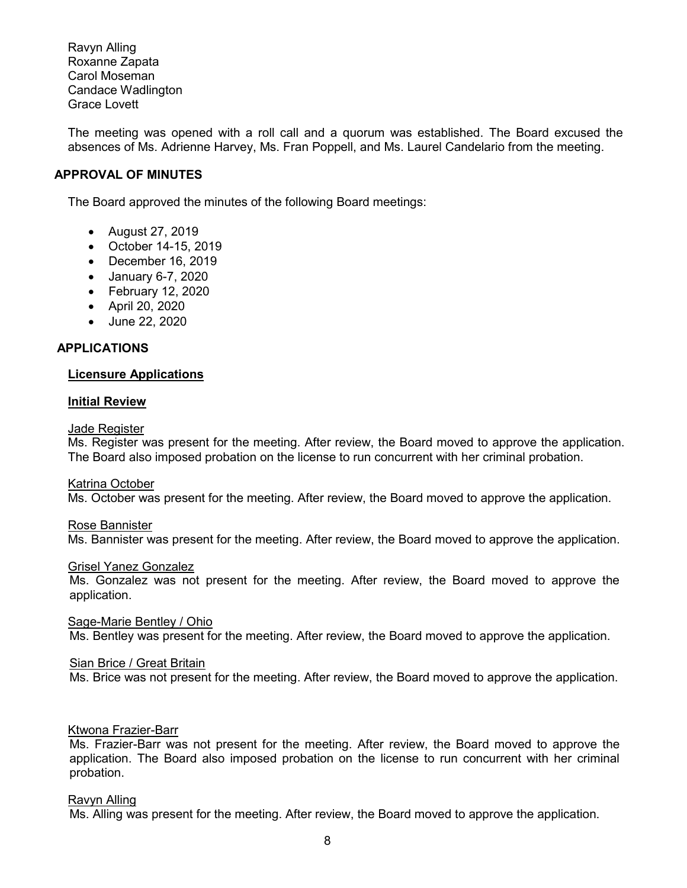Ravyn Alling
Roxanne Zapata
Carol Moseman
Candace Wadlington
Grace Lovett

The meeting was opened with a roll call and a quorum was established. The Board excused the absences of Ms. Adrienne Harvey, Ms. Fran Poppell, and Ms. Laurel Candelario from the meeting.

## APPROVAL OF MINUTES

The Board approved the minutes of the following Board meetings:

- August 27, 2019
- October 14-15, 2019
- December 16, 2019
- January 6-7, 2020
- February 12, 2020
- April 20, 2020
- June 22, 2020

## APPLICATIONS

### Licensure Applications

#### Initial Review

Jade Register
Ms. Register was present for the meeting. After review, the Board moved to approve the application. The Board also imposed probation on the license to run concurrent with her criminal probation.

Katrina October
Ms. October was present for the meeting. After review, the Board moved to approve the application.

Rose Bannister
Ms. Bannister was present for the meeting. After review, the Board moved to approve the application.

Grisel Yanez Gonzalez
Ms. Gonzalez was not present for the meeting. After review, the Board moved to approve the application.

Sage-Marie Bentley / Ohio
Ms. Bentley was present for the meeting. After review, the Board moved to approve the application.

Sian Brice / Great Britain
Ms. Brice was not present for the meeting. After review, the Board moved to approve the application.

Ktwona Frazier-Barr
Ms. Frazier-Barr was not present for the meeting. After review, the Board moved to approve the application. The Board also imposed probation on the license to run concurrent with her criminal probation.

Ravyn Alling
Ms. Alling was present for the meeting. After review, the Board moved to approve the application.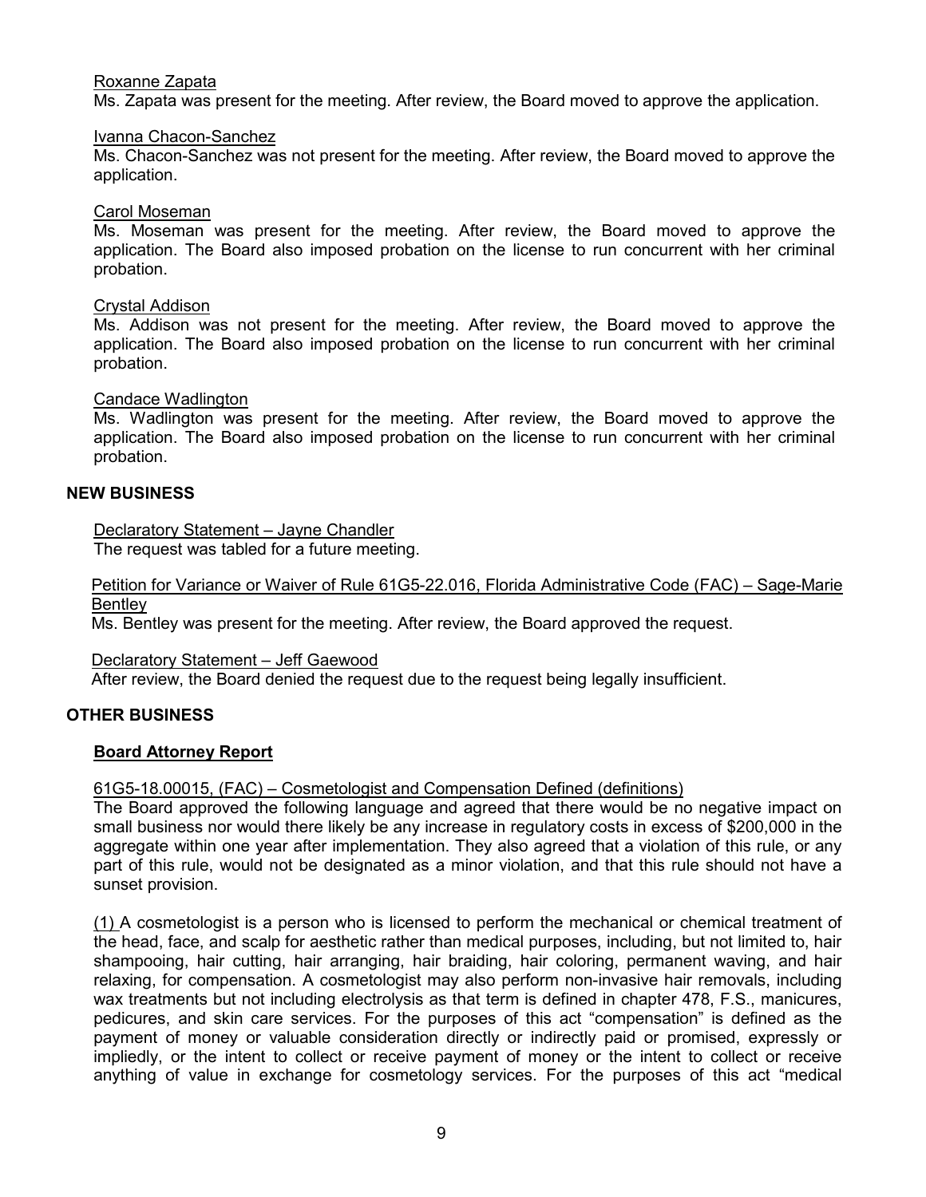Roxanne Zapata

Ms. Zapata was present for the meeting. After review, the Board moved to approve the application.

Ivanna Chacon-Sanchez

Ms. Chacon-Sanchez was not present for the meeting. After review, the Board moved to approve the application.

Carol Moseman

Ms. Moseman was present for the meeting. After review, the Board moved to approve the application. The Board also imposed probation on the license to run concurrent with her criminal probation.

Crystal Addison

Ms. Addison was not present for the meeting. After review, the Board moved to approve the application. The Board also imposed probation on the license to run concurrent with her criminal probation.

Candace Wadlington

Ms. Wadlington was present for the meeting. After review, the Board moved to approve the application. The Board also imposed probation on the license to run concurrent with her criminal probation.

## NEW BUSINESS

Declaratory Statement – Jayne Chandler

The request was tabled for a future meeting.

Petition for Variance or Waiver of Rule 61G5-22.016, Florida Administrative Code (FAC) – Sage-Marie Bentley

Ms. Bentley was present for the meeting. After review, the Board approved the request.

Declaratory Statement – Jeff Gaewood

After review, the Board denied the request due to the request being legally insufficient.

## OTHER BUSINESS

### Board Attorney Report

61G5-18.00015, (FAC) – Cosmetologist and Compensation Defined (definitions)

The Board approved the following language and agreed that there would be no negative impact on small business nor would there likely be any increase in regulatory costs in excess of $200,000 in the aggregate within one year after implementation. They also agreed that a violation of this rule, or any part of this rule, would not be designated as a minor violation, and that this rule should not have a sunset provision.

(1) A cosmetologist is a person who is licensed to perform the mechanical or chemical treatment of the head, face, and scalp for aesthetic rather than medical purposes, including, but not limited to, hair shampooing, hair cutting, hair arranging, hair braiding, hair coloring, permanent waving, and hair relaxing, for compensation. A cosmetologist may also perform non-invasive hair removals, including wax treatments but not including electrolysis as that term is defined in chapter 478, F.S., manicures, pedicures, and skin care services. For the purposes of this act "compensation" is defined as the payment of money or valuable consideration directly or indirectly paid or promised, expressly or impliedly, or the intent to collect or receive payment of money or the intent to collect or receive anything of value in exchange for cosmetology services. For the purposes of this act "medical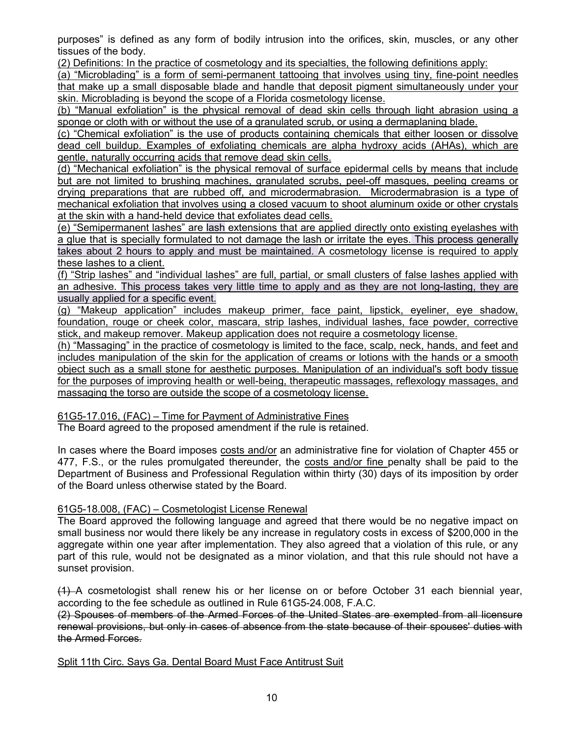purposes" is defined as any form of bodily intrusion into the orifices, skin, muscles, or any other tissues of the body.

<u>(2) Definitions: In the practice of cosmetology and its specialties, the following definitions apply:</u>

<u>(a) "Microblading" is a form of semi-permanent tattooing that involves using tiny, fine-point needles that make up a small disposable blade and handle that deposit pigment simultaneously under your skin. Microblading is beyond the scope of a Florida cosmetology license.</u>

<u>(b) "Manual exfoliation" is the physical removal of dead skin cells through light abrasion using a sponge or cloth with or without the use of a granulated scrub, or using a dermaplaning blade.</u>

<u>(c) "Chemical exfoliation" is the use of products containing chemicals that either loosen or dissolve dead cell buildup. Examples of exfoliating chemicals are alpha hydroxy acids (AHAs), which are gentle, naturally occurring acids that remove dead skin cells.</u>

<u>(d) "Mechanical exfoliation" is the physical removal of surface epidermal cells by means that include but are not limited to brushing machines, granulated scrubs, peel-off masques, peeling creams or drying preparations that are rubbed off, and microdermabrasion. Microdermabrasion is a type of mechanical exfoliation that involves using a closed vacuum to shoot aluminum oxide or other crystals at the skin with a hand-held device that exfoliates dead cells.</u>

<u>(e) "Semipermanent lashes" are lash extensions that are applied directly onto existing eyelashes with a glue that is specially formulated to not damage the lash or irritate the eyes. This process generally takes about 2 hours to apply and must be maintained. A cosmetology license is required to apply these lashes to a client.</u>

<u>(f) "Strip lashes" and "individual lashes" are full, partial, or small clusters of false lashes applied with an adhesive. This process takes very little time to apply and as they are not long-lasting, they are usually applied for a specific event.</u>

<u>(g) "Makeup application" includes makeup primer, face paint, lipstick, eyeliner, eye shadow, foundation, rouge or cheek color, mascara, strip lashes, individual lashes, face powder, corrective stick, and makeup remover. Makeup application does not require a cosmetology license.</u>

<u>(h) "Massaging" in the practice of cosmetology is limited to the face, scalp, neck, hands, and feet and includes manipulation of the skin for the application of creams or lotions with the hands or a smooth object such as a small stone for aesthetic purposes. Manipulation of an individual's soft body tissue for the purposes of improving health or well-being, therapeutic massages, reflexology massages, and massaging the torso are outside the scope of a cosmetology license.</u>

<u>61G5-17.016, (FAC) – Time for Payment of Administrative Fines</u>

The Board agreed to the proposed amendment if the rule is retained.

In cases where the Board imposes <u>costs and/or</u> an administrative fine for violation of Chapter 455 or 477, F.S., or the rules promulgated thereunder, the <u>costs and/or fine</u> penalty shall be paid to the Department of Business and Professional Regulation within thirty (30) days of its imposition by order of the Board unless otherwise stated by the Board.

<u>61G5-18.008, (FAC) – Cosmetologist License Renewal</u>

The Board approved the following language and agreed that there would be no negative impact on small business nor would there likely be any increase in regulatory costs in excess of $200,000 in the aggregate within one year after implementation. They also agreed that a violation of this rule, or any part of this rule, would not be designated as a minor violation, and that this rule should not have a sunset provision.

~~(1)~~ A cosmetologist shall renew his or her license on or before October 31 each biennial year, according to the fee schedule as outlined in Rule 61G5-24.008, F.A.C.

~~(2) Spouses of members of the Armed Forces of the United States are exempted from all licensure renewal provisions, but only in cases of absence from the state because of their spouses' duties with the Armed Forces.~~

<u>Split 11th Circ. Says Ga. Dental Board Must Face Antitrust Suit</u>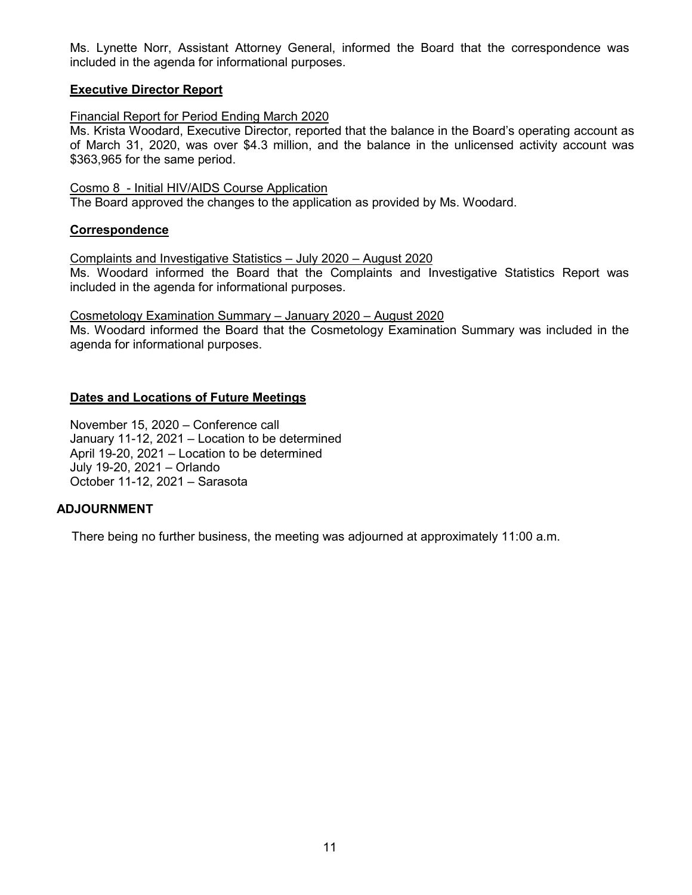Ms. Lynette Norr, Assistant Attorney General, informed the Board that the correspondence was included in the agenda for informational purposes.

### Executive Director Report

Financial Report for Period Ending March 2020

Ms. Krista Woodard, Executive Director, reported that the balance in the Board's operating account as of March 31, 2020, was over $4.3 million, and the balance in the unlicensed activity account was $363,965 for the same period.

Cosmo 8 - Initial HIV/AIDS Course Application

The Board approved the changes to the application as provided by Ms. Woodard.

### Correspondence

Complaints and Investigative Statistics – July 2020 – August 2020

Ms. Woodard informed the Board that the Complaints and Investigative Statistics Report was included in the agenda for informational purposes.

Cosmetology Examination Summary – January 2020 – August 2020

Ms. Woodard informed the Board that the Cosmetology Examination Summary was included in the agenda for informational purposes.

### Dates and Locations of Future Meetings

November 15, 2020 – Conference call
January 11-12, 2021 – Location to be determined
April 19-20, 2021 – Location to be determined
July 19-20, 2021 – Orlando
October 11-12, 2021 – Sarasota

## ADJOURNMENT

There being no further business, the meeting was adjourned at approximately 11:00 a.m.